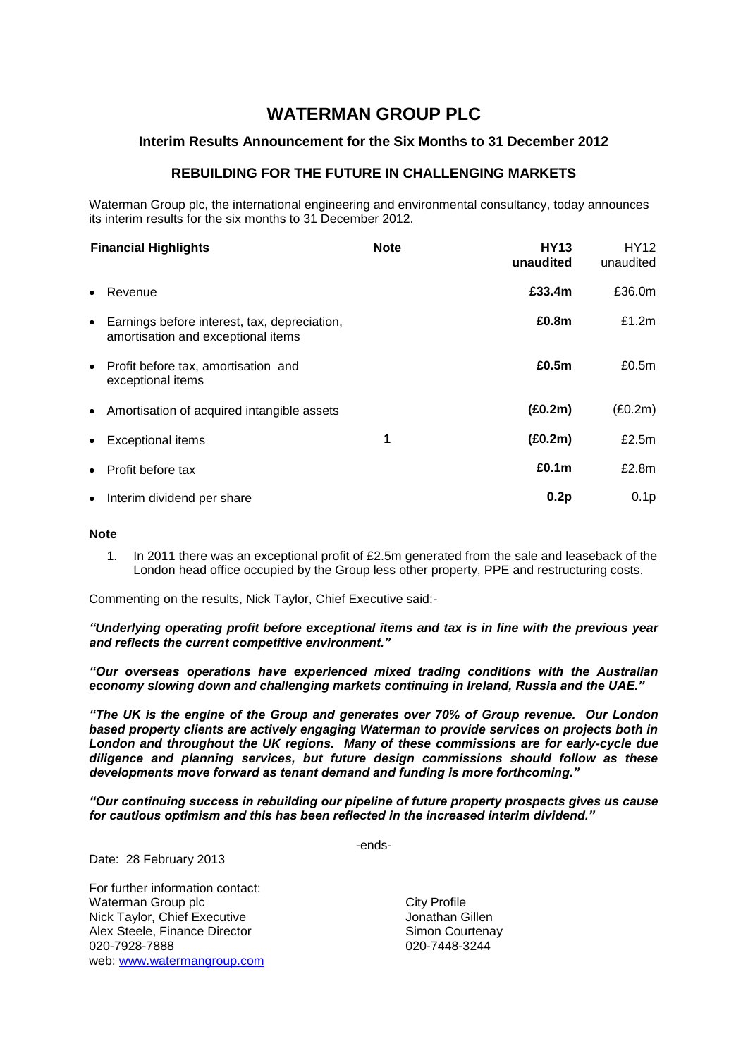# WATERMAN GROUP PLC

### Interim Results Announcement for the Six Months to 31 December 2012

### REBUILDING FOR THE FUTURE IN CHALLENGING MARKETS

Waterman Group plc, the international engineering and environmental consultancy, today announces its interim results for the six months to 31 December 2012.

| Financial Highlights | Note | HY13 unaudited | HY12 unaudited |
|---|---|---|---|
| • Revenue | | **£33.4m** | £36.0m |
| • Earnings before interest, tax, depreciation, amortisation and exceptional items | | **£0.8m** | £1.2m |
| • Profit before tax, amortisation and exceptional items | | **£0.5m** | £0.5m |
| • Amortisation of acquired intangible assets | | **(£0.2m)** | (£0.2m) |
| • Exceptional items | 1 | **(£0.2m)** | £2.5m |
| • Profit before tax | | **£0.1m** | £2.8m |
| • Interim dividend per share | | **0.2p** | 0.1p |

**Note**

1. In 2011 there was an exceptional profit of £2.5m generated from the sale and leaseback of the London head office occupied by the Group less other property, PPE and restructuring costs.

Commenting on the results, Nick Taylor, Chief Executive said:-

***"Underlying operating profit before exceptional items and tax is in line with the previous year and reflects the current competitive environment."***

***"Our overseas operations have experienced mixed trading conditions with the Australian economy slowing down and challenging markets continuing in Ireland, Russia and the UAE."***

***"The UK is the engine of the Group and generates over 70% of Group revenue. Our London based property clients are actively engaging Waterman to provide services on projects both in London and throughout the UK regions. Many of these commissions are for early-cycle due diligence and planning services, but future design commissions should follow as these developments move forward as tenant demand and funding is more forthcoming."***

***"Our continuing success in rebuilding our pipeline of future property prospects gives us cause for cautious optimism and this has been reflected in the increased interim dividend."***

-ends-

Date: 28 February 2013

For further information contact:

Waterman Group plc
Nick Taylor, Chief Executive
Alex Steele, Finance Director
020-7928-7888
web: www.watermangroup.com

City Profile
Jonathan Gillen
Simon Courtenay
020-7448-3244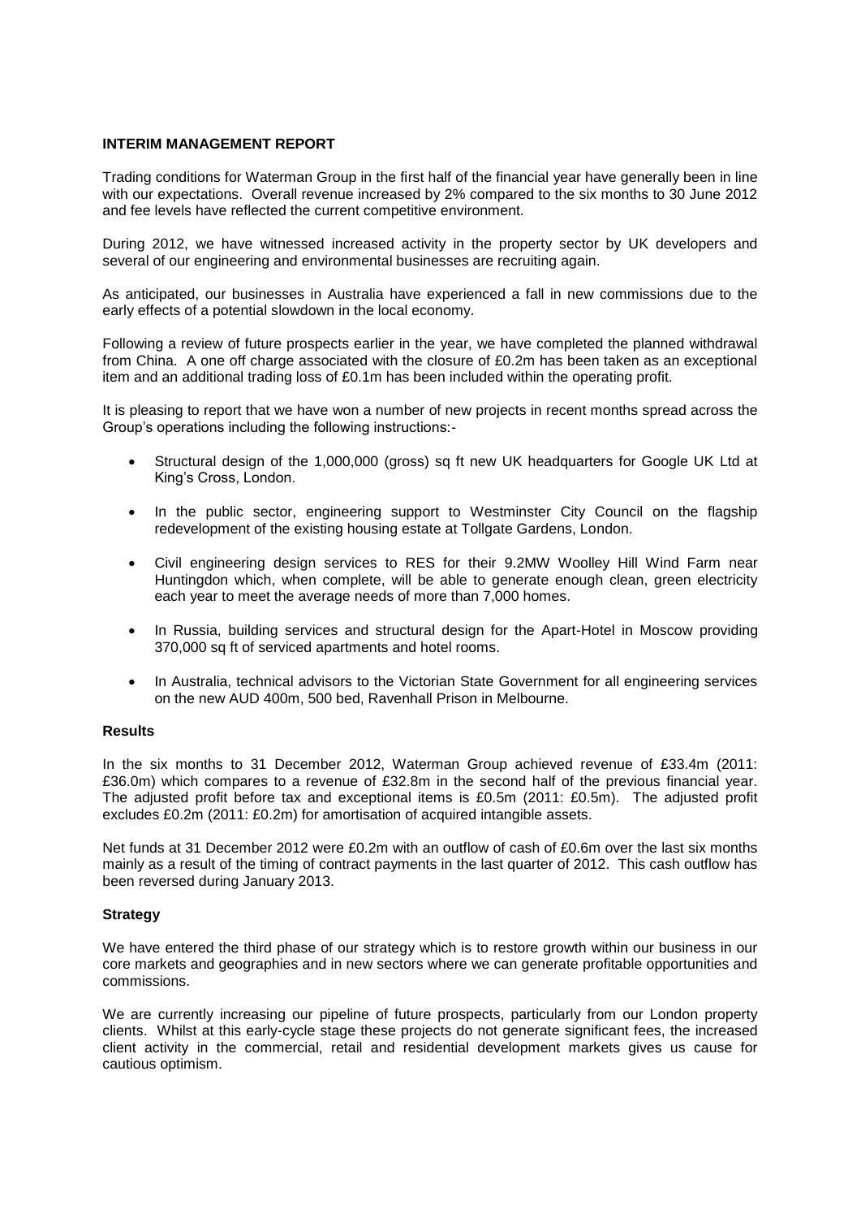**INTERIM MANAGEMENT REPORT**

Trading conditions for Waterman Group in the first half of the financial year have generally been in line with our expectations. Overall revenue increased by 2% compared to the six months to 30 June 2012 and fee levels have reflected the current competitive environment.

During 2012, we have witnessed increased activity in the property sector by UK developers and several of our engineering and environmental businesses are recruiting again.

As anticipated, our businesses in Australia have experienced a fall in new commissions due to the early effects of a potential slowdown in the local economy.

Following a review of future prospects earlier in the year, we have completed the planned withdrawal from China. A one off charge associated with the closure of £0.2m has been taken as an exceptional item and an additional trading loss of £0.1m has been included within the operating profit.

It is pleasing to report that we have won a number of new projects in recent months spread across the Group's operations including the following instructions:-

- Structural design of the 1,000,000 (gross) sq ft new UK headquarters for Google UK Ltd at King's Cross, London.
- In the public sector, engineering support to Westminster City Council on the flagship redevelopment of the existing housing estate at Tollgate Gardens, London.
- Civil engineering design services to RES for their 9.2MW Woolley Hill Wind Farm near Huntingdon which, when complete, will be able to generate enough clean, green electricity each year to meet the average needs of more than 7,000 homes.
- In Russia, building services and structural design for the Apart-Hotel in Moscow providing 370,000 sq ft of serviced apartments and hotel rooms.
- In Australia, technical advisors to the Victorian State Government for all engineering services on the new AUD 400m, 500 bed, Ravenhall Prison in Melbourne.

**Results**

In the six months to 31 December 2012, Waterman Group achieved revenue of £33.4m (2011: £36.0m) which compares to a revenue of £32.8m in the second half of the previous financial year. The adjusted profit before tax and exceptional items is £0.5m (2011: £0.5m). The adjusted profit excludes £0.2m (2011: £0.2m) for amortisation of acquired intangible assets.

Net funds at 31 December 2012 were £0.2m with an outflow of cash of £0.6m over the last six months mainly as a result of the timing of contract payments in the last quarter of 2012. This cash outflow has been reversed during January 2013.

**Strategy**

We have entered the third phase of our strategy which is to restore growth within our business in our core markets and geographies and in new sectors where we can generate profitable opportunities and commissions.

We are currently increasing our pipeline of future prospects, particularly from our London property clients. Whilst at this early-cycle stage these projects do not generate significant fees, the increased client activity in the commercial, retail and residential development markets gives us cause for cautious optimism.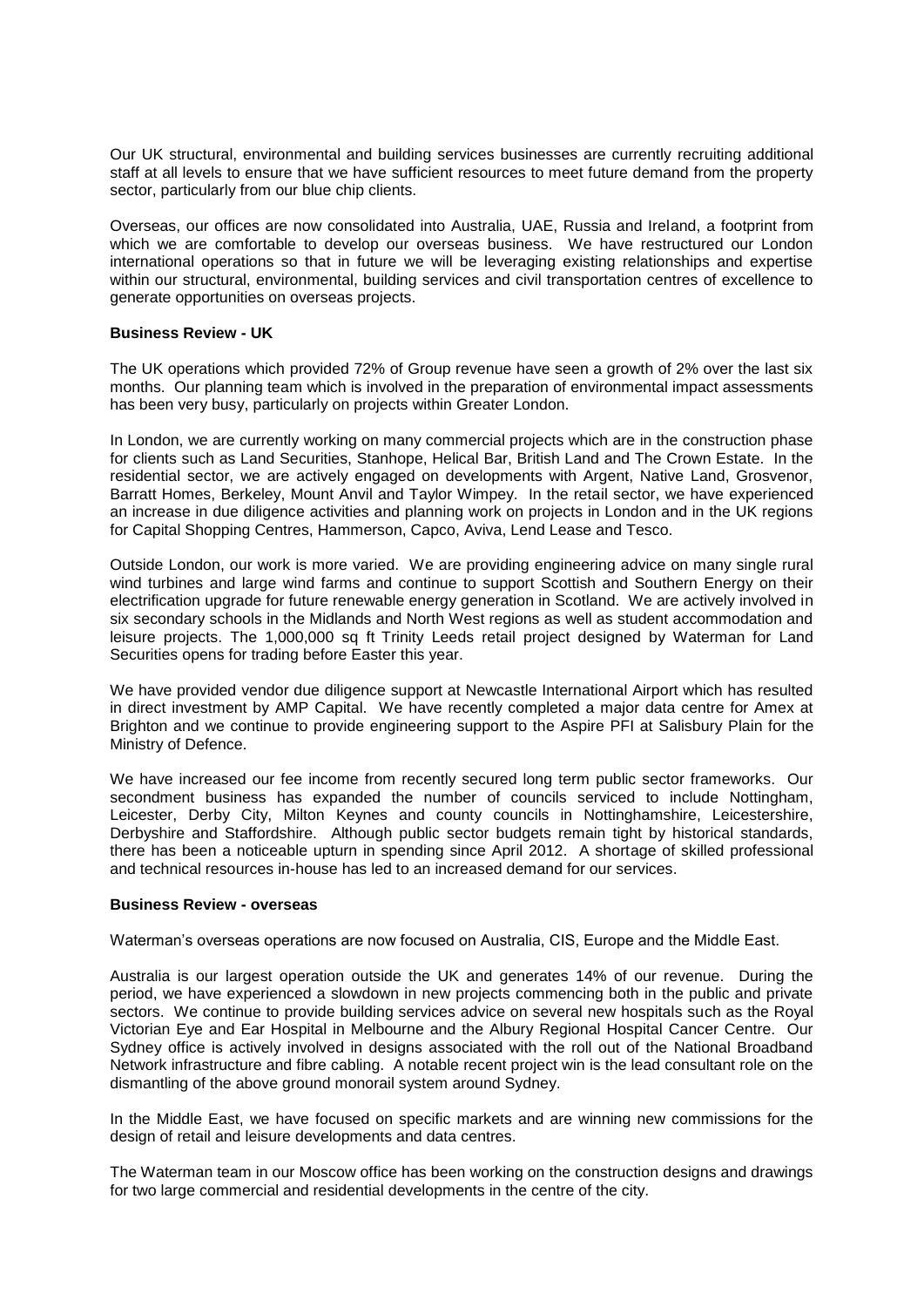Our UK structural, environmental and building services businesses are currently recruiting additional staff at all levels to ensure that we have sufficient resources to meet future demand from the property sector, particularly from our blue chip clients.

Overseas, our offices are now consolidated into Australia, UAE, Russia and Ireland, a footprint from which we are comfortable to develop our overseas business. We have restructured our London international operations so that in future we will be leveraging existing relationships and expertise within our structural, environmental, building services and civil transportation centres of excellence to generate opportunities on overseas projects.

**Business Review - UK**

The UK operations which provided 72% of Group revenue have seen a growth of 2% over the last six months. Our planning team which is involved in the preparation of environmental impact assessments has been very busy, particularly on projects within Greater London.

In London, we are currently working on many commercial projects which are in the construction phase for clients such as Land Securities, Stanhope, Helical Bar, British Land and The Crown Estate. In the residential sector, we are actively engaged on developments with Argent, Native Land, Grosvenor, Barratt Homes, Berkeley, Mount Anvil and Taylor Wimpey. In the retail sector, we have experienced an increase in due diligence activities and planning work on projects in London and in the UK regions for Capital Shopping Centres, Hammerson, Capco, Aviva, Lend Lease and Tesco.

Outside London, our work is more varied. We are providing engineering advice on many single rural wind turbines and large wind farms and continue to support Scottish and Southern Energy on their electrification upgrade for future renewable energy generation in Scotland. We are actively involved in six secondary schools in the Midlands and North West regions as well as student accommodation and leisure projects. The 1,000,000 sq ft Trinity Leeds retail project designed by Waterman for Land Securities opens for trading before Easter this year.

We have provided vendor due diligence support at Newcastle International Airport which has resulted in direct investment by AMP Capital. We have recently completed a major data centre for Amex at Brighton and we continue to provide engineering support to the Aspire PFI at Salisbury Plain for the Ministry of Defence.

We have increased our fee income from recently secured long term public sector frameworks. Our secondment business has expanded the number of councils serviced to include Nottingham, Leicester, Derby City, Milton Keynes and county councils in Nottinghamshire, Leicestershire, Derbyshire and Staffordshire. Although public sector budgets remain tight by historical standards, there has been a noticeable upturn in spending since April 2012. A shortage of skilled professional and technical resources in-house has led to an increased demand for our services.

**Business Review - overseas**

Waterman's overseas operations are now focused on Australia, CIS, Europe and the Middle East.

Australia is our largest operation outside the UK and generates 14% of our revenue. During the period, we have experienced a slowdown in new projects commencing both in the public and private sectors. We continue to provide building services advice on several new hospitals such as the Royal Victorian Eye and Ear Hospital in Melbourne and the Albury Regional Hospital Cancer Centre. Our Sydney office is actively involved in designs associated with the roll out of the National Broadband Network infrastructure and fibre cabling. A notable recent project win is the lead consultant role on the dismantling of the above ground monorail system around Sydney.

In the Middle East, we have focused on specific markets and are winning new commissions for the design of retail and leisure developments and data centres.

The Waterman team in our Moscow office has been working on the construction designs and drawings for two large commercial and residential developments in the centre of the city.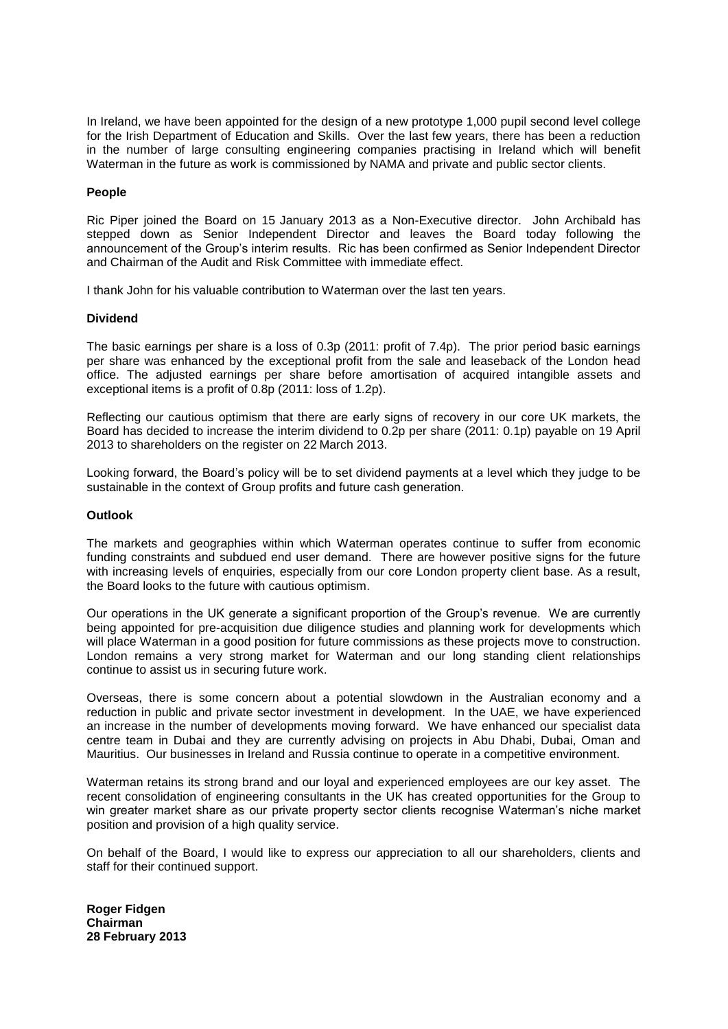In Ireland, we have been appointed for the design of a new prototype 1,000 pupil second level college for the Irish Department of Education and Skills. Over the last few years, there has been a reduction in the number of large consulting engineering companies practising in Ireland which will benefit Waterman in the future as work is commissioned by NAMA and private and public sector clients.

**People**

Ric Piper joined the Board on 15 January 2013 as a Non-Executive director. John Archibald has stepped down as Senior Independent Director and leaves the Board today following the announcement of the Group's interim results. Ric has been confirmed as Senior Independent Director and Chairman of the Audit and Risk Committee with immediate effect.

I thank John for his valuable contribution to Waterman over the last ten years.

**Dividend**

The basic earnings per share is a loss of 0.3p (2011: profit of 7.4p). The prior period basic earnings per share was enhanced by the exceptional profit from the sale and leaseback of the London head office. The adjusted earnings per share before amortisation of acquired intangible assets and exceptional items is a profit of 0.8p (2011: loss of 1.2p).

Reflecting our cautious optimism that there are early signs of recovery in our core UK markets, the Board has decided to increase the interim dividend to 0.2p per share (2011: 0.1p) payable on 19 April 2013 to shareholders on the register on 22 March 2013.

Looking forward, the Board's policy will be to set dividend payments at a level which they judge to be sustainable in the context of Group profits and future cash generation.

**Outlook**

The markets and geographies within which Waterman operates continue to suffer from economic funding constraints and subdued end user demand. There are however positive signs for the future with increasing levels of enquiries, especially from our core London property client base. As a result, the Board looks to the future with cautious optimism.

Our operations in the UK generate a significant proportion of the Group's revenue. We are currently being appointed for pre-acquisition due diligence studies and planning work for developments which will place Waterman in a good position for future commissions as these projects move to construction. London remains a very strong market for Waterman and our long standing client relationships continue to assist us in securing future work.

Overseas, there is some concern about a potential slowdown in the Australian economy and a reduction in public and private sector investment in development. In the UAE, we have experienced an increase in the number of developments moving forward. We have enhanced our specialist data centre team in Dubai and they are currently advising on projects in Abu Dhabi, Dubai, Oman and Mauritius. Our businesses in Ireland and Russia continue to operate in a competitive environment.

Waterman retains its strong brand and our loyal and experienced employees are our key asset. The recent consolidation of engineering consultants in the UK has created opportunities for the Group to win greater market share as our private property sector clients recognise Waterman's niche market position and provision of a high quality service.

On behalf of the Board, I would like to express our appreciation to all our shareholders, clients and staff for their continued support.

**Roger Fidgen**
**Chairman**
**28 February 2013**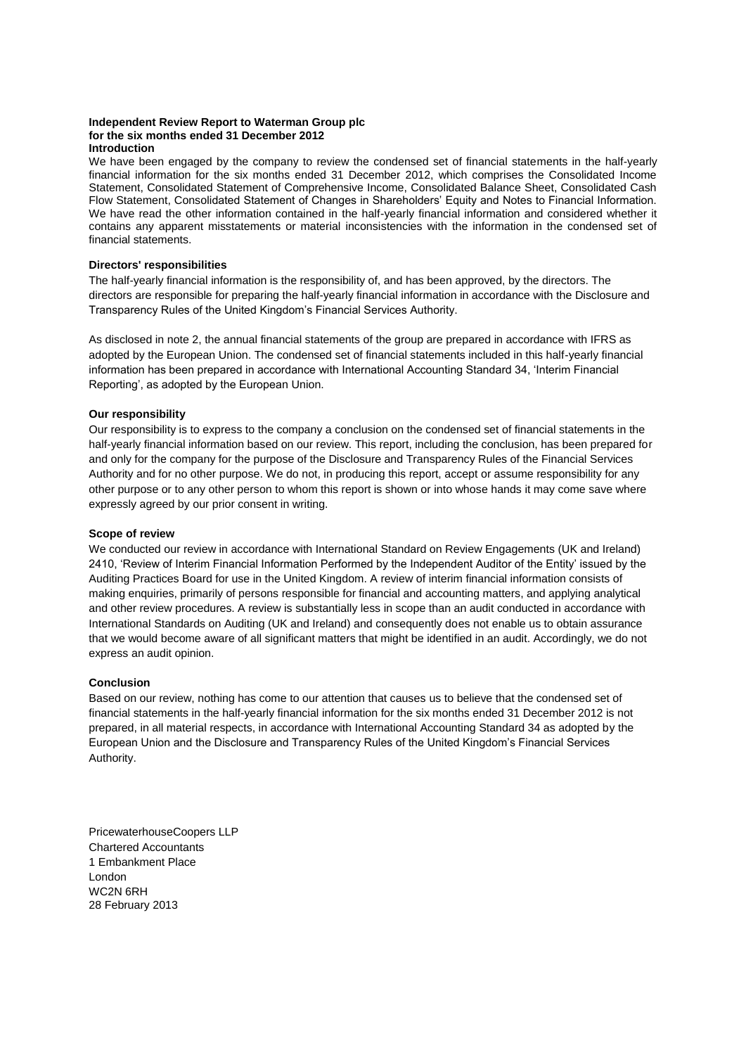**Independent Review Report to Waterman Group plc**
**for the six months ended 31 December 2012**
**Introduction**

We have been engaged by the company to review the condensed set of financial statements in the half-yearly financial information for the six months ended 31 December 2012, which comprises the Consolidated Income Statement, Consolidated Statement of Comprehensive Income, Consolidated Balance Sheet, Consolidated Cash Flow Statement, Consolidated Statement of Changes in Shareholders' Equity and Notes to Financial Information. We have read the other information contained in the half-yearly financial information and considered whether it contains any apparent misstatements or material inconsistencies with the information in the condensed set of financial statements.

**Directors' responsibilities**

The half-yearly financial information is the responsibility of, and has been approved, by the directors. The directors are responsible for preparing the half-yearly financial information in accordance with the Disclosure and Transparency Rules of the United Kingdom's Financial Services Authority.

As disclosed in note 2, the annual financial statements of the group are prepared in accordance with IFRS as adopted by the European Union. The condensed set of financial statements included in this half-yearly financial information has been prepared in accordance with International Accounting Standard 34, 'Interim Financial Reporting', as adopted by the European Union.

**Our responsibility**

Our responsibility is to express to the company a conclusion on the condensed set of financial statements in the half-yearly financial information based on our review. This report, including the conclusion, has been prepared for and only for the company for the purpose of the Disclosure and Transparency Rules of the Financial Services Authority and for no other purpose. We do not, in producing this report, accept or assume responsibility for any other purpose or to any other person to whom this report is shown or into whose hands it may come save where expressly agreed by our prior consent in writing.

**Scope of review**

We conducted our review in accordance with International Standard on Review Engagements (UK and Ireland) 2410, 'Review of Interim Financial Information Performed by the Independent Auditor of the Entity' issued by the Auditing Practices Board for use in the United Kingdom. A review of interim financial information consists of making enquiries, primarily of persons responsible for financial and accounting matters, and applying analytical and other review procedures. A review is substantially less in scope than an audit conducted in accordance with International Standards on Auditing (UK and Ireland) and consequently does not enable us to obtain assurance that we would become aware of all significant matters that might be identified in an audit. Accordingly, we do not express an audit opinion.

**Conclusion**

Based on our review, nothing has come to our attention that causes us to believe that the condensed set of financial statements in the half-yearly financial information for the six months ended 31 December 2012 is not prepared, in all material respects, in accordance with International Accounting Standard 34 as adopted by the European Union and the Disclosure and Transparency Rules of the United Kingdom's Financial Services Authority.

PricewaterhouseCoopers LLP
Chartered Accountants
1 Embankment Place
London
WC2N 6RH
28 February 2013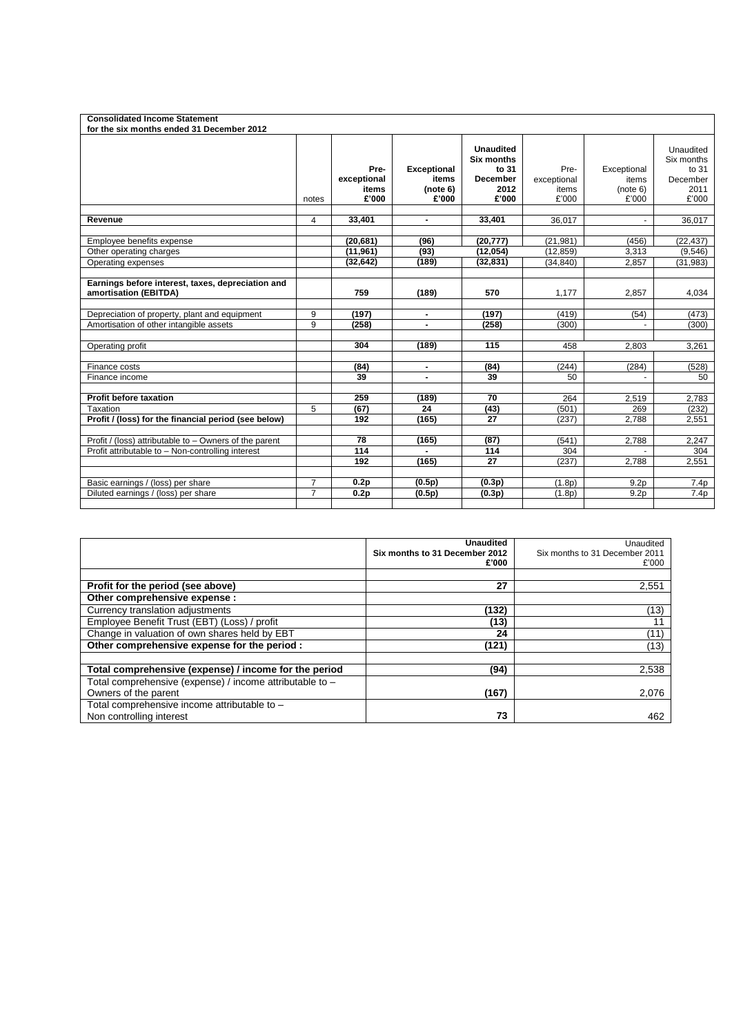**Consolidated Income Statement**
**for the six months ended 31 December 2012**

| | notes | **Pre-exceptional items £'000** | **Exceptional items (note 6) £'000** | **Unaudited Six months to 31 December 2012 £'000** | Pre-exceptional items £'000 | Exceptional items (note 6) £'000 | Unaudited Six months to 31 December 2011 £'000 |
|---|---|---|---|---|---|---|---|
| **Revenue** | 4 | **33,401** | **-** | **33,401** | 36,017 | - | 36,017 |
| Employee benefits expense | | **(20,681)** | **(96)** | **(20,777)** | (21,981) | (456) | (22,437) |
| Other operating charges | | **(11,961)** | **(93)** | **(12,054)** | (12,859) | 3,313 | (9,546) |
| Operating expenses | | **(32,642)** | **(189)** | **(32,831)** | (34,840) | 2,857 | (31,983) |
| **Earnings before interest, taxes, depreciation and amortisation (EBITDA)** | | **759** | **(189)** | **570** | 1,177 | 2,857 | 4,034 |
| Depreciation of property, plant and equipment | 9 | **(197)** | **-** | **(197)** | (419) | (54) | (473) |
| Amortisation of other intangible assets | 9 | **(258)** | **-** | **(258)** | (300) | - | (300) |
| Operating profit | | **304** | **(189)** | **115** | 458 | 2,803 | 3,261 |
| Finance costs | | **(84)** | **-** | **(84)** | (244) | (284) | (528) |
| Finance income | | **39** | **-** | **39** | 50 | - | 50 |
| **Profit before taxation** | | **259** | **(189)** | **70** | 264 | 2,519 | 2,783 |
| Taxation | 5 | **(67)** | **24** | **(43)** | (501) | 269 | (232) |
| **Profit / (loss) for the financial period (see below)** | | **192** | **(165)** | **27** | (237) | 2,788 | 2,551 |
| Profit / (loss) attributable to – Owners of the parent | | **78** | **(165)** | **(87)** | (541) | 2,788 | 2,247 |
| Profit attributable to – Non-controlling interest | | **114** | **-** | **114** | 304 | - | 304 |
| | | **192** | **(165)** | **27** | (237) | 2,788 | 2,551 |
| Basic earnings / (loss) per share | 7 | **0.2p** | **(0.5p)** | **(0.3p)** | (1.8p) | 9.2p | 7.4p |
| Diluted earnings / (loss) per share | 7 | **0.2p** | **(0.5p)** | **(0.3p)** | (1.8p) | 9.2p | 7.4p |

| | **Unaudited Six months to 31 December 2012 £'000** | Unaudited Six months to 31 December 2011 £'000 |
|---|---|---|
| **Profit for the period (see above)** | **27** | 2,551 |
| **Other comprehensive expense :** | | |
| Currency translation adjustments | **(132)** | (13) |
| Employee Benefit Trust (EBT) (Loss) / profit | **(13)** | 11 |
| Change in valuation of own shares held by EBT | **24** | (11) |
| **Other comprehensive expense for the period :** | **(121)** | (13) |
| **Total comprehensive (expense) / income for the period** | **(94)** | 2,538 |
| Total comprehensive (expense) / income attributable to – Owners of the parent | **(167)** | 2,076 |
| Total comprehensive income attributable to – Non controlling interest | **73** | 462 |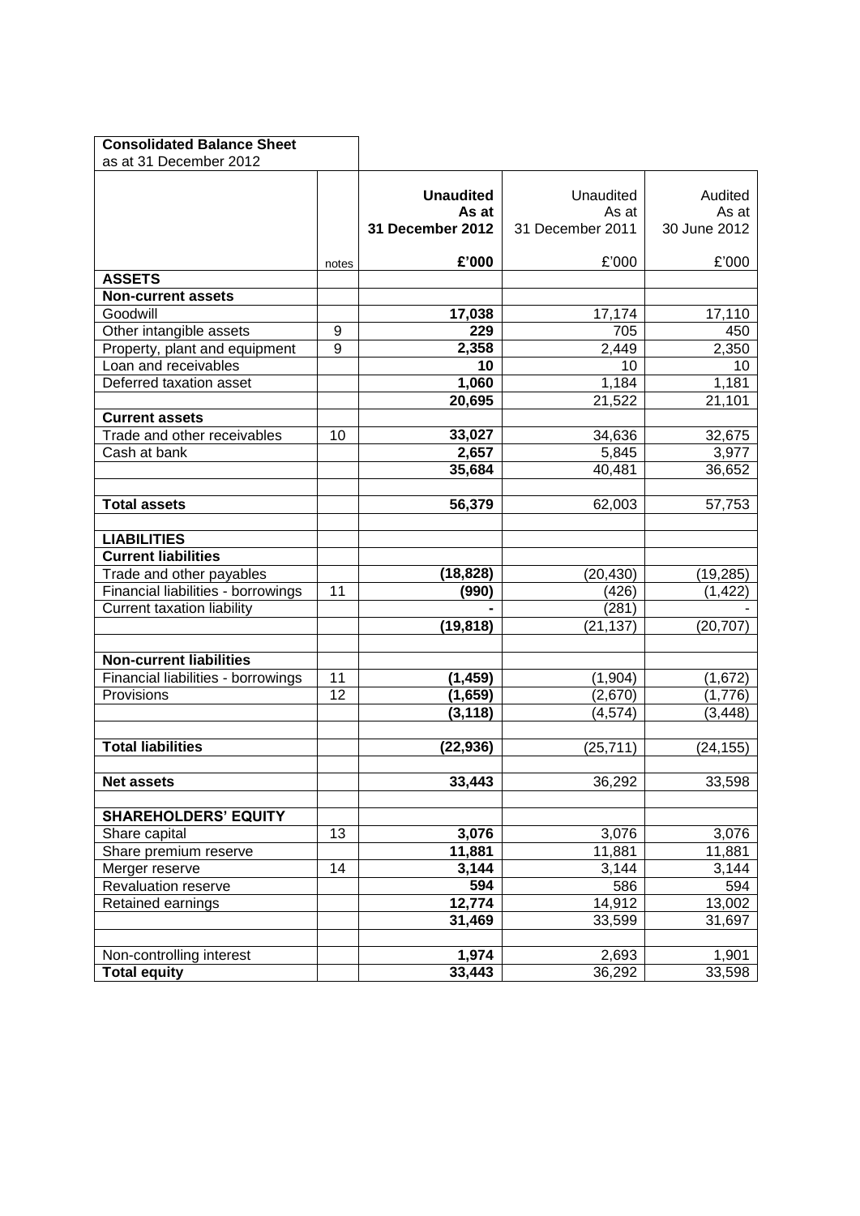**Consolidated Balance Sheet**
as at 31 December 2012

| | notes | **Unaudited As at 31 December 2012 £'000** | Unaudited As at 31 December 2011 £'000 | Audited As at 30 June 2012 £'000 |
|---|---|---|---|---|
| **ASSETS** | | | | |
| **Non-current assets** | | | | |
| Goodwill | | **17,038** | 17,174 | 17,110 |
| Other intangible assets | 9 | **229** | 705 | 450 |
| Property, plant and equipment | 9 | **2,358** | 2,449 | 2,350 |
| Loan and receivables | | **10** | 10 | 10 |
| Deferred taxation asset | | **1,060** | 1,184 | 1,181 |
| | | **20,695** | 21,522 | 21,101 |
| **Current assets** | | | | |
| Trade and other receivables | 10 | **33,027** | 34,636 | 32,675 |
| Cash at bank | | **2,657** | 5,845 | 3,977 |
| | | **35,684** | 40,481 | 36,652 |
| | | | | |
| **Total assets** | | **56,379** | 62,003 | 57,753 |
| | | | | |
| **LIABILITIES** | | | | |
| **Current liabilities** | | | | |
| Trade and other payables | | **(18,828)** | (20,430) | (19,285) |
| Financial liabilities - borrowings | 11 | **(990)** | (426) | (1,422) |
| Current taxation liability | | **-** | (281) | - |
| | | **(19,818)** | (21,137) | (20,707) |
| | | | | |
| **Non-current liabilities** | | | | |
| Financial liabilities - borrowings | 11 | **(1,459)** | (1,904) | (1,672) |
| Provisions | 12 | **(1,659)** | (2,670) | (1,776) |
| | | **(3,118)** | (4,574) | (3,448) |
| | | | | |
| **Total liabilities** | | **(22,936)** | (25,711) | (24,155) |
| | | | | |
| **Net assets** | | **33,443** | 36,292 | 33,598 |
| | | | | |
| **SHAREHOLDERS' EQUITY** | | | | |
| Share capital | 13 | **3,076** | 3,076 | 3,076 |
| Share premium reserve | | **11,881** | 11,881 | 11,881 |
| Merger reserve | 14 | **3,144** | 3,144 | 3,144 |
| Revaluation reserve | | **594** | 586 | 594 |
| Retained earnings | | **12,774** | 14,912 | 13,002 |
| | | **31,469** | 33,599 | 31,697 |
| | | | | |
| Non-controlling interest | | **1,974** | 2,693 | 1,901 |
| **Total equity** | | **33,443** | 36,292 | 33,598 |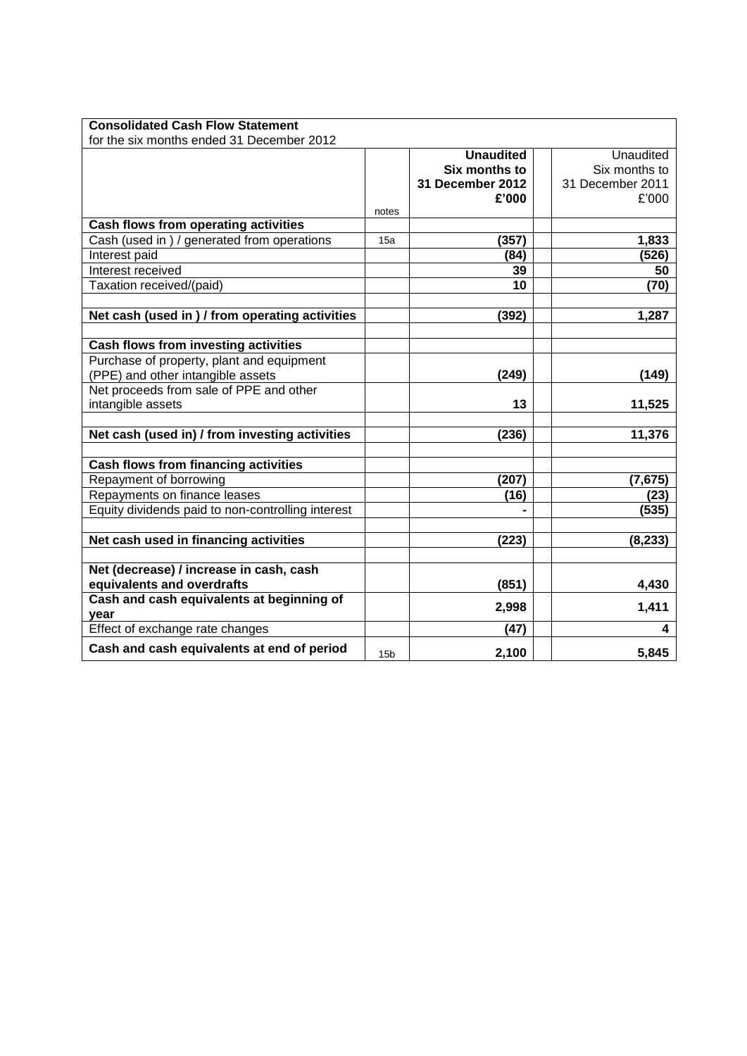**Consolidated Cash Flow Statement**
for the six months ended 31 December 2012

| | notes | **Unaudited Six months to 31 December 2012 £'000** | Unaudited Six months to 31 December 2011 £'000 |
|---|---|---|---|
| **Cash flows from operating activities** | | | |
| Cash (used in ) / generated from operations | 15a | **(357)** | **1,833** |
| Interest paid | | **(84)** | **(526)** |
| Interest received | | **39** | **50** |
| Taxation received/(paid) | | **10** | **(70)** |
| | | | |
| **Net cash (used in ) / from operating activities** | | **(392)** | **1,287** |
| | | | |
| **Cash flows from investing activities** | | | |
| Purchase of property, plant and equipment (PPE) and other intangible assets | | **(249)** | **(149)** |
| Net proceeds from sale of PPE and other intangible assets | | **13** | **11,525** |
| | | | |
| **Net cash (used in) / from investing activities** | | **(236)** | **11,376** |
| | | | |
| **Cash flows from financing activities** | | | |
| Repayment of borrowing | | **(207)** | **(7,675)** |
| Repayments on finance leases | | **(16)** | **(23)** |
| Equity dividends paid to non-controlling interest | | **-** | **(535)** |
| | | | |
| **Net cash used in financing activities** | | **(223)** | **(8,233)** |
| | | | |
| **Net (decrease) / increase in cash, cash equivalents and overdrafts** | | **(851)** | **4,430** |
| **Cash and cash equivalents at beginning of year** | | **2,998** | **1,411** |
| Effect of exchange rate changes | | **(47)** | **4** |
| **Cash and cash equivalents at end of period** | 15b | **2,100** | **5,845** |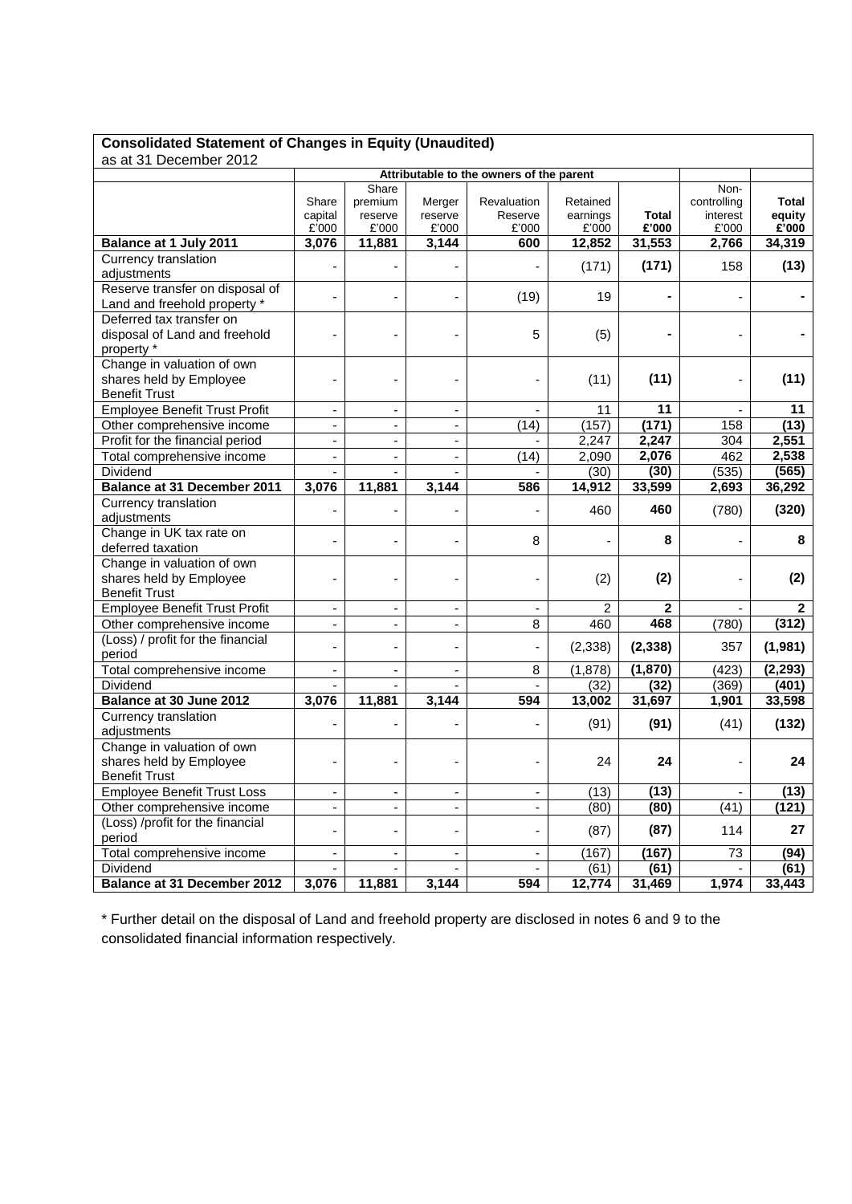## Consolidated Statement of Changes in Equity (Unaudited)

as at 31 December 2012

| | Attributable to the owners of the parent | | | | | | | |
|---|---|---|---|---|---|---|---|---|
| | Share capital £'000 | Share premium reserve £'000 | Merger reserve £'000 | Revaluation Reserve £'000 | Retained earnings £'000 | **Total £'000** | Non-controlling interest £'000 | **Total equity £'000** |
| **Balance at 1 July 2011** | **3,076** | **11,881** | **3,144** | **600** | **12,852** | **31,553** | **2,766** | **34,319** |
| Currency translation adjustments | - | - | - | - | (171) | **(171)** | 158 | **(13)** |
| Reserve transfer on disposal of Land and freehold property * | - | - | - | (19) | 19 | **-** | - | **-** |
| Deferred tax transfer on disposal of Land and freehold property * | - | - | - | 5 | (5) | **-** | - | **-** |
| Change in valuation of own shares held by Employee Benefit Trust | - | - | - | - | (11) | **(11)** | - | **(11)** |
| Employee Benefit Trust Profit | - | - | - | - | 11 | **11** | - | **11** |
| Other comprehensive income | - | - | - | (14) | (157) | **(171)** | 158 | **(13)** |
| Profit for the financial period | - | - | - | - | 2,247 | **2,247** | 304 | **2,551** |
| Total comprehensive income | - | - | - | (14) | 2,090 | **2,076** | 462 | **2,538** |
| Dividend | - | - | - | - | (30) | **(30)** | (535) | **(565)** |
| **Balance at 31 December 2011** | **3,076** | **11,881** | **3,144** | **586** | **14,912** | **33,599** | **2,693** | **36,292** |
| Currency translation adjustments | - | - | - | - | 460 | **460** | (780) | **(320)** |
| Change in UK tax rate on deferred taxation | - | - | - | 8 | - | **8** | - | **8** |
| Change in valuation of own shares held by Employee Benefit Trust | - | - | - | - | (2) | **(2)** | - | **(2)** |
| Employee Benefit Trust Profit | - | - | - | - | 2 | **2** | - | **2** |
| Other comprehensive income | - | - | - | 8 | 460 | **468** | (780) | **(312)** |
| (Loss) / profit for the financial period | - | - | - | - | (2,338) | **(2,338)** | 357 | **(1,981)** |
| Total comprehensive income | - | - | - | 8 | (1,878) | **(1,870)** | (423) | **(2,293)** |
| Dividend | - | - | - | - | (32) | **(32)** | (369) | **(401)** |
| **Balance at 30 June 2012** | **3,076** | **11,881** | **3,144** | **594** | **13,002** | **31,697** | **1,901** | **33,598** |
| Currency translation adjustments | - | - | - | - | (91) | **(91)** | (41) | **(132)** |
| Change in valuation of own shares held by Employee Benefit Trust | - | - | - | - | 24 | **24** | - | **24** |
| Employee Benefit Trust Loss | - | - | - | - | (13) | **(13)** | - | **(13)** |
| Other comprehensive income | - | - | - | - | (80) | **(80)** | (41) | **(121)** |
| (Loss) /profit for the financial period | - | - | - | - | (87) | **(87)** | 114 | **27** |
| Total comprehensive income | - | - | - | - | (167) | **(167)** | 73 | **(94)** |
| Dividend | - | - | - | - | (61) | **(61)** | - | **(61)** |
| **Balance at 31 December 2012** | **3,076** | **11,881** | **3,144** | **594** | **12,774** | **31,469** | **1,974** | **33,443** |

* Further detail on the disposal of Land and freehold property are disclosed in notes 6 and 9 to the consolidated financial information respectively.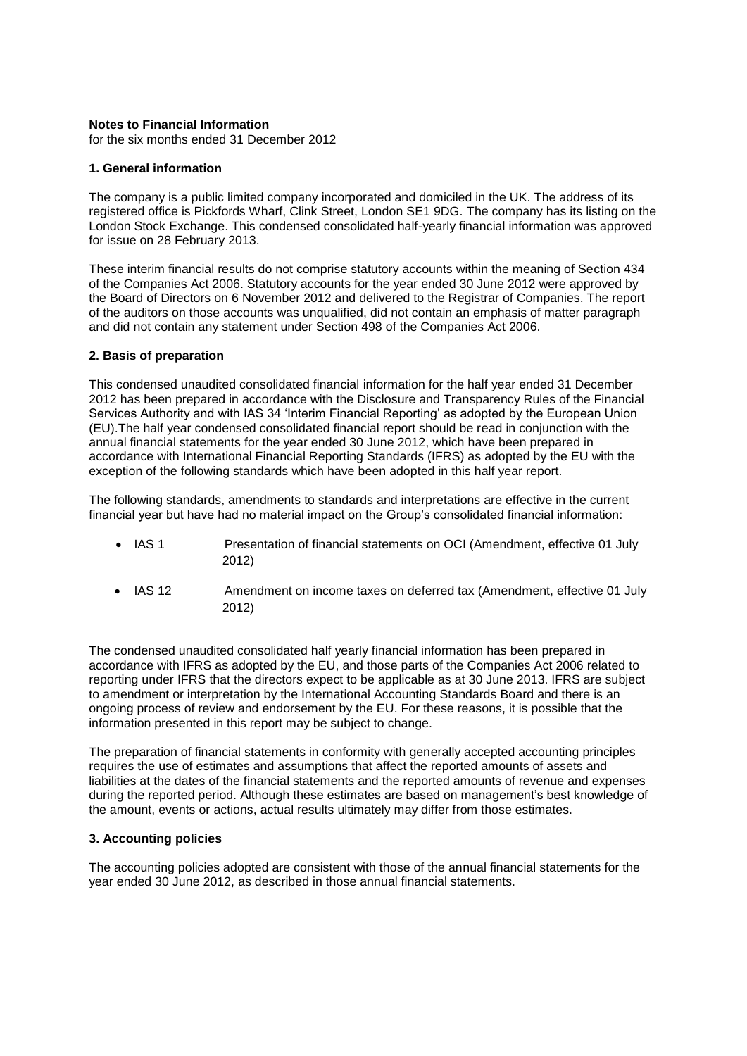**Notes to Financial Information**

for the six months ended 31 December 2012

**1. General information**

The company is a public limited company incorporated and domiciled in the UK. The address of its registered office is Pickfords Wharf, Clink Street, London SE1 9DG. The company has its listing on the London Stock Exchange. This condensed consolidated half-yearly financial information was approved for issue on 28 February 2013.

These interim financial results do not comprise statutory accounts within the meaning of Section 434 of the Companies Act 2006. Statutory accounts for the year ended 30 June 2012 were approved by the Board of Directors on 6 November 2012 and delivered to the Registrar of Companies. The report of the auditors on those accounts was unqualified, did not contain an emphasis of matter paragraph and did not contain any statement under Section 498 of the Companies Act 2006.

**2. Basis of preparation**

This condensed unaudited consolidated financial information for the half year ended 31 December 2012 has been prepared in accordance with the Disclosure and Transparency Rules of the Financial Services Authority and with IAS 34 'Interim Financial Reporting' as adopted by the European Union (EU).The half year condensed consolidated financial report should be read in conjunction with the annual financial statements for the year ended 30 June 2012, which have been prepared in accordance with International Financial Reporting Standards (IFRS) as adopted by the EU with the exception of the following standards which have been adopted in this half year report.

The following standards, amendments to standards and interpretations are effective in the current financial year but have had no material impact on the Group's consolidated financial information:

- IAS 1 Presentation of financial statements on OCI (Amendment, effective 01 July 2012)
- IAS 12 Amendment on income taxes on deferred tax (Amendment, effective 01 July 2012)

The condensed unaudited consolidated half yearly financial information has been prepared in accordance with IFRS as adopted by the EU, and those parts of the Companies Act 2006 related to reporting under IFRS that the directors expect to be applicable as at 30 June 2013. IFRS are subject to amendment or interpretation by the International Accounting Standards Board and there is an ongoing process of review and endorsement by the EU. For these reasons, it is possible that the information presented in this report may be subject to change.

The preparation of financial statements in conformity with generally accepted accounting principles requires the use of estimates and assumptions that affect the reported amounts of assets and liabilities at the dates of the financial statements and the reported amounts of revenue and expenses during the reported period. Although these estimates are based on management's best knowledge of the amount, events or actions, actual results ultimately may differ from those estimates.

**3. Accounting policies**

The accounting policies adopted are consistent with those of the annual financial statements for the year ended 30 June 2012, as described in those annual financial statements.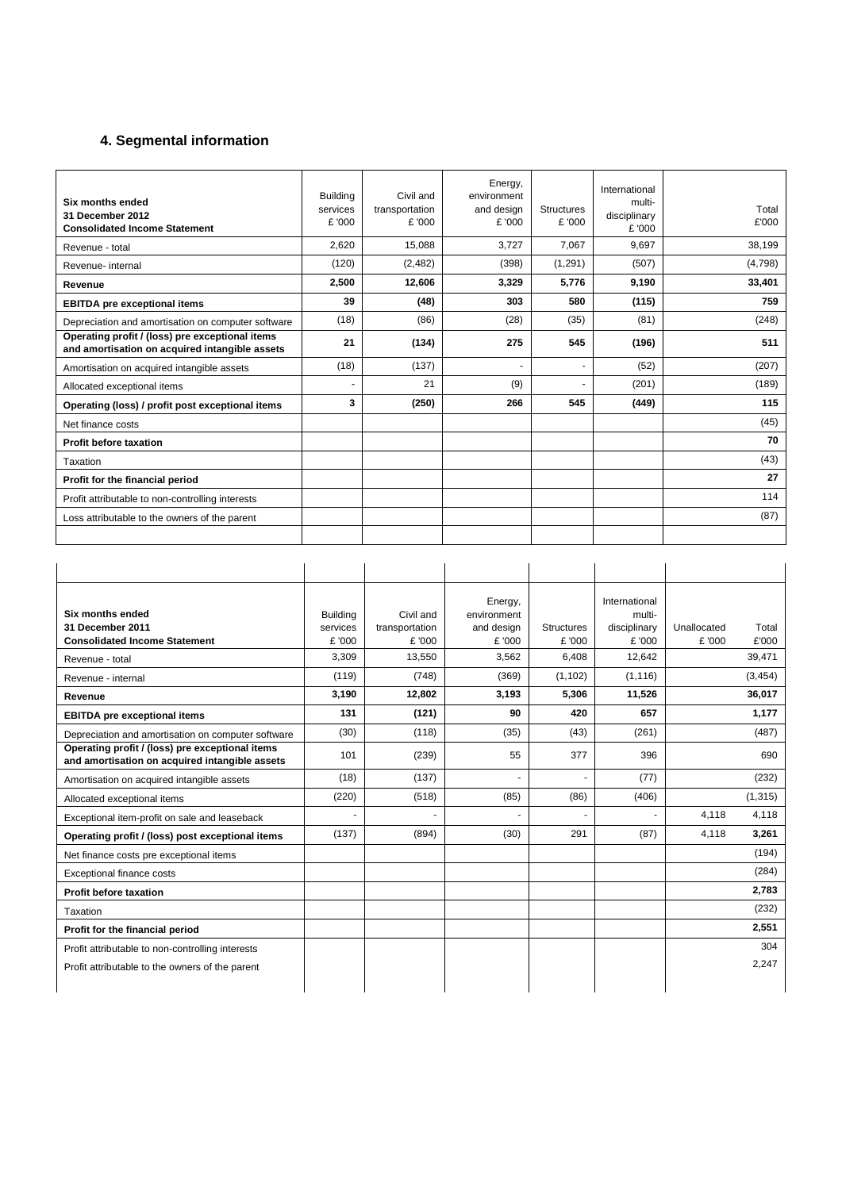## 4. Segmental information

| Six months ended<br>31 December 2012<br>Consolidated Income Statement | Building services £ '000 | Civil and transportation £ '000 | Energy, environment and design £ '000 | Structures £ '000 | International multi-disciplinary £ '000 | Total £'000 |
|---|---|---|---|---|---|---|
| Revenue - total | 2,620 | 15,088 | 3,727 | 7,067 | 9,697 | 38,199 |
| Revenue- internal | (120) | (2,482) | (398) | (1,291) | (507) | (4,798) |
| **Revenue** | **2,500** | **12,606** | **3,329** | **5,776** | **9,190** | **33,401** |
| **EBITDA pre exceptional items** | **39** | **(48)** | **303** | **580** | **(115)** | **759** |
| Depreciation and amortisation on computer software | (18) | (86) | (28) | (35) | (81) | (248) |
| **Operating profit / (loss) pre exceptional items and amortisation on acquired intangible assets** | **21** | **(134)** | **275** | **545** | **(196)** | **511** |
| Amortisation on acquired intangible assets | (18) | (137) | - | - | (52) | (207) |
| Allocated exceptional items | - | 21 | (9) | - | (201) | (189) |
| **Operating (loss) / profit post exceptional items** | **3** | **(250)** | **266** | **545** | **(449)** | **115** |
| Net finance costs | | | | | | (45) |
| **Profit before taxation** | | | | | | **70** |
| Taxation | | | | | | (43) |
| **Profit for the financial period** | | | | | | **27** |
| Profit attributable to non-controlling interests | | | | | | 114 |
| Loss attributable to the owners of the parent | | | | | | (87) |

| Six months ended<br>31 December 2011<br>Consolidated Income Statement | Building services £ '000 | Civil and transportation £ '000 | Energy, environment and design £ '000 | Structures £ '000 | International multi-disciplinary £ '000 | Unallocated £ '000 | Total £'000 |
|---|---|---|---|---|---|---|---|
| Revenue - total | 3,309 | 13,550 | 3,562 | 6,408 | 12,642 | | 39,471 |
| Revenue - internal | (119) | (748) | (369) | (1,102) | (1,116) | | (3,454) |
| **Revenue** | **3,190** | **12,802** | **3,193** | **5,306** | **11,526** | | **36,017** |
| **EBITDA pre exceptional items** | **131** | **(121)** | **90** | **420** | **657** | | **1,177** |
| Depreciation and amortisation on computer software | (30) | (118) | (35) | (43) | (261) | | (487) |
| **Operating profit / (loss) pre exceptional items and amortisation on acquired intangible assets** | 101 | (239) | 55 | 377 | 396 | | 690 |
| Amortisation on acquired intangible assets | (18) | (137) | - | - | (77) | | (232) |
| Allocated exceptional items | (220) | (518) | (85) | (86) | (406) | | (1,315) |
| Exceptional item-profit on sale and leaseback | - | - | - | - | - | 4,118 | 4,118 |
| **Operating profit / (loss) post exceptional items** | (137) | (894) | (30) | 291 | (87) | 4,118 | **3,261** |
| Net finance costs pre exceptional items | | | | | | | (194) |
| Exceptional finance costs | | | | | | | (284) |
| **Profit before taxation** | | | | | | | **2,783** |
| Taxation | | | | | | | (232) |
| **Profit for the financial period** | | | | | | | **2,551** |
| Profit attributable to non-controlling interests | | | | | | | 304 |
| Profit attributable to the owners of the parent | | | | | | | 2,247 |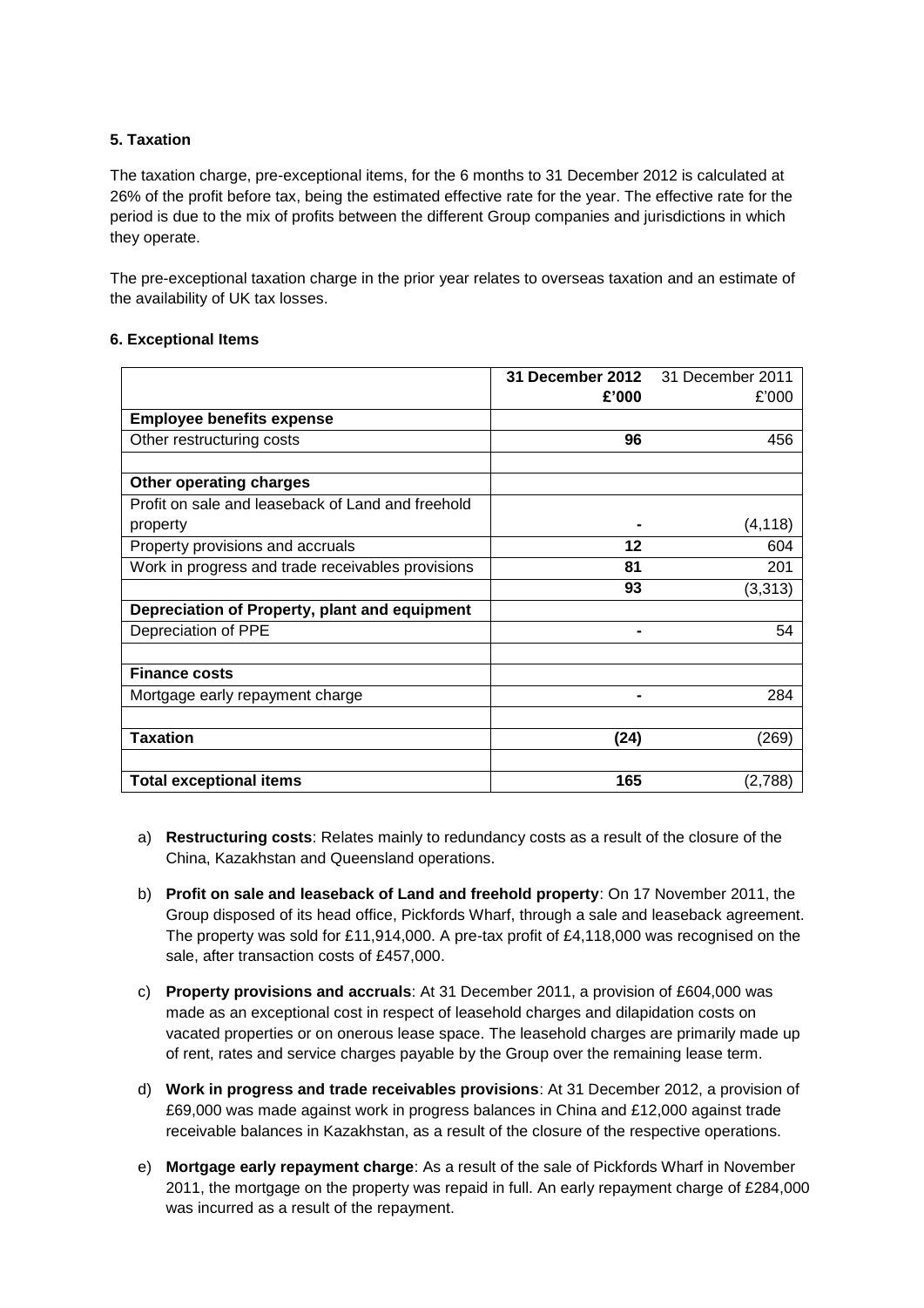### 5. Taxation

The taxation charge, pre-exceptional items, for the 6 months to 31 December 2012 is calculated at 26% of the profit before tax, being the estimated effective rate for the year. The effective rate for the period is due to the mix of profits between the different Group companies and jurisdictions in which they operate.

The pre-exceptional taxation charge in the prior year relates to overseas taxation and an estimate of the availability of UK tax losses.

### 6. Exceptional Items

| | **31 December 2012 £'000** | 31 December 2011 £'000 |
|---|---|---|
| **Employee benefits expense** | | |
| Other restructuring costs | **96** | 456 |
| | | |
| **Other operating charges** | | |
| Profit on sale and leaseback of Land and freehold property | **-** | (4,118) |
| Property provisions and accruals | **12** | 604 |
| Work in progress and trade receivables provisions | **81** | 201 |
| | **93** | (3,313) |
| **Depreciation of Property, plant and equipment** | | |
| Depreciation of PPE | **-** | 54 |
| | | |
| **Finance costs** | | |
| Mortgage early repayment charge | **-** | 284 |
| | | |
| **Taxation** | **(24)** | (269) |
| | | |
| **Total exceptional items** | **165** | (2,788) |

a) **Restructuring costs**: Relates mainly to redundancy costs as a result of the closure of the China, Kazakhstan and Queensland operations.

b) **Profit on sale and leaseback of Land and freehold property**: On 17 November 2011, the Group disposed of its head office, Pickfords Wharf, through a sale and leaseback agreement. The property was sold for £11,914,000. A pre-tax profit of £4,118,000 was recognised on the sale, after transaction costs of £457,000.

c) **Property provisions and accruals**: At 31 December 2011, a provision of £604,000 was made as an exceptional cost in respect of leasehold charges and dilapidation costs on vacated properties or on onerous lease space. The leasehold charges are primarily made up of rent, rates and service charges payable by the Group over the remaining lease term.

d) **Work in progress and trade receivables provisions**: At 31 December 2012, a provision of £69,000 was made against work in progress balances in China and £12,000 against trade receivable balances in Kazakhstan, as a result of the closure of the respective operations.

e) **Mortgage early repayment charge**: As a result of the sale of Pickfords Wharf in November 2011, the mortgage on the property was repaid in full. An early repayment charge of £284,000 was incurred as a result of the repayment.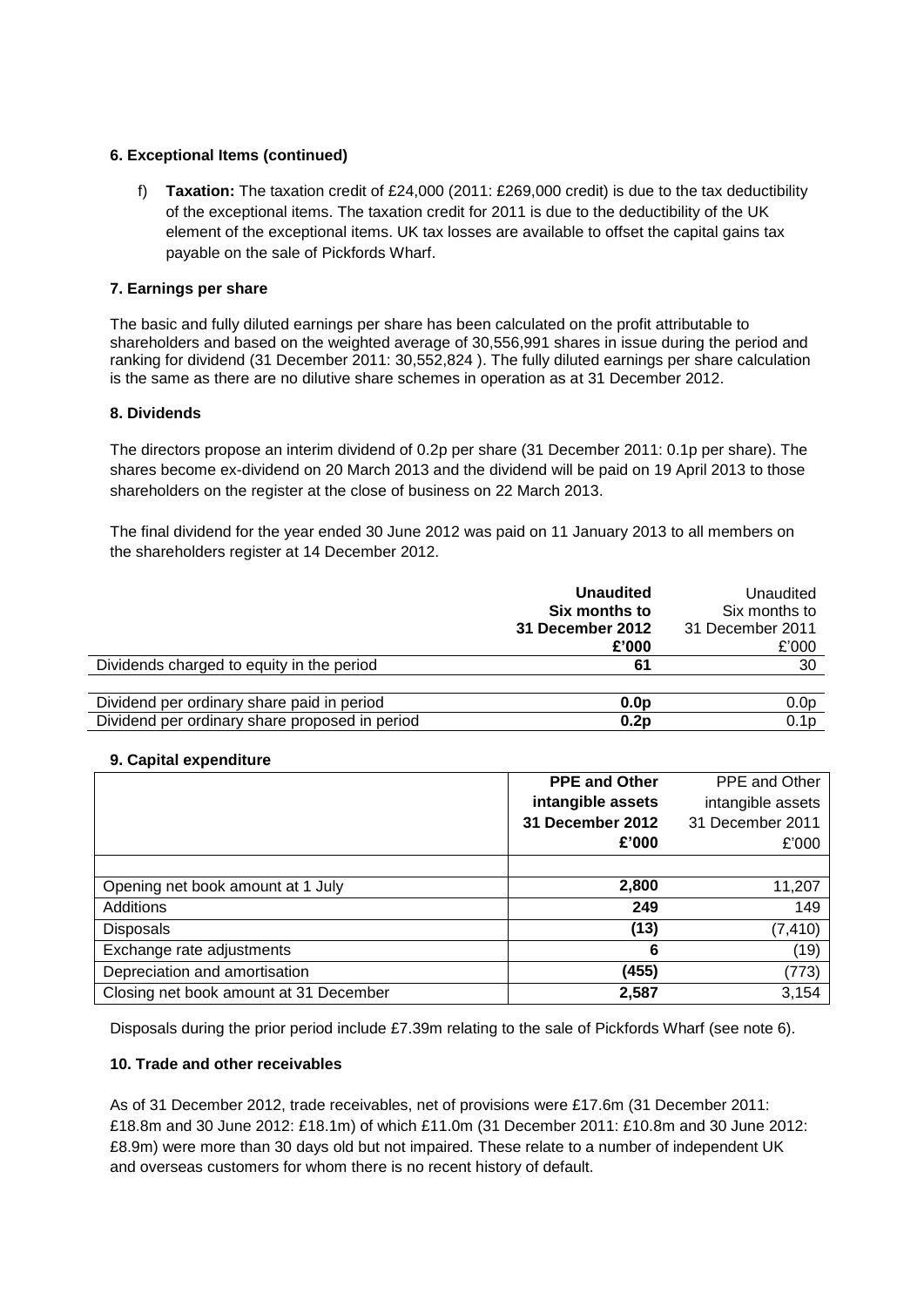**6. Exceptional Items (continued)**

f) **Taxation:** The taxation credit of £24,000 (2011: £269,000 credit) is due to the tax deductibility of the exceptional items. The taxation credit for 2011 is due to the deductibility of the UK element of the exceptional items. UK tax losses are available to offset the capital gains tax payable on the sale of Pickfords Wharf.

**7. Earnings per share**

The basic and fully diluted earnings per share has been calculated on the profit attributable to shareholders and based on the weighted average of 30,556,991 shares in issue during the period and ranking for dividend (31 December 2011: 30,552,824 ). The fully diluted earnings per share calculation is the same as there are no dilutive share schemes in operation as at 31 December 2012.

**8. Dividends**

The directors propose an interim dividend of 0.2p per share (31 December 2011: 0.1p per share). The shares become ex-dividend on 20 March 2013 and the dividend will be paid on 19 April 2013 to those shareholders on the register at the close of business on 22 March 2013.

The final dividend for the year ended 30 June 2012 was paid on 11 January 2013 to all members on the shareholders register at 14 December 2012.

| | **Unaudited Six months to 31 December 2012 £'000** | Unaudited Six months to 31 December 2011 £'000 |
|---|---|---|
| Dividends charged to equity in the period | **61** | 30 |
| Dividend per ordinary share paid in period | **0.0p** | 0.0p |
| Dividend per ordinary share proposed in period | **0.2p** | 0.1p |

**9. Capital expenditure**

| | **PPE and Other intangible assets 31 December 2012 £'000** | PPE and Other intangible assets 31 December 2011 £'000 |
|---|---|---|
| Opening net book amount at 1 July | **2,800** | 11,207 |
| Additions | **249** | 149 |
| Disposals | **(13)** | (7,410) |
| Exchange rate adjustments | **6** | (19) |
| Depreciation and amortisation | **(455)** | (773) |
| Closing net book amount at 31 December | **2,587** | 3,154 |

Disposals during the prior period include £7.39m relating to the sale of Pickfords Wharf (see note 6).

**10. Trade and other receivables**

As of 31 December 2012, trade receivables, net of provisions were £17.6m (31 December 2011: £18.8m and 30 June 2012: £18.1m) of which £11.0m (31 December 2011: £10.8m and 30 June 2012: £8.9m) were more than 30 days old but not impaired. These relate to a number of independent UK and overseas customers for whom there is no recent history of default.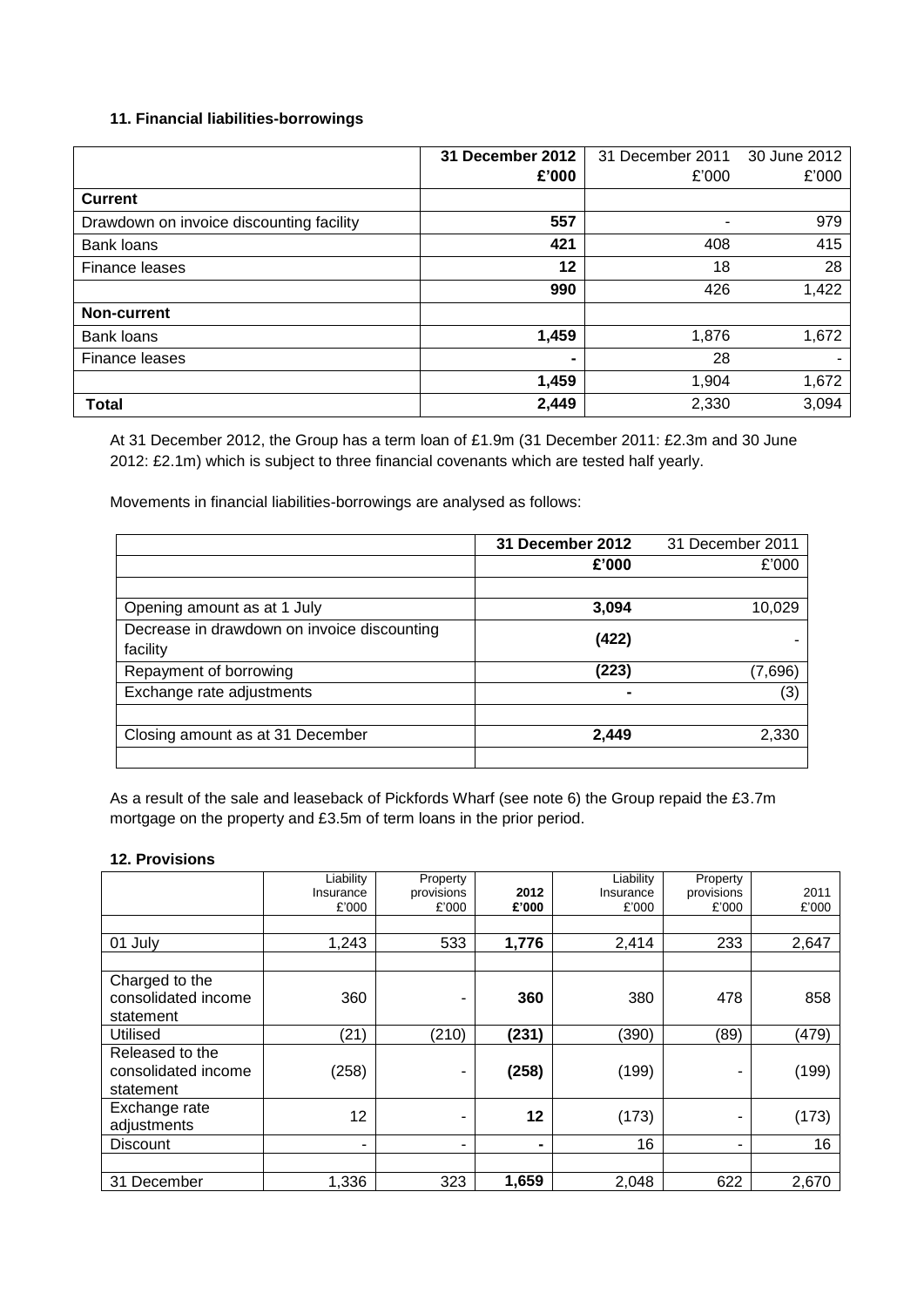### 11. Financial liabilities-borrowings

| | **31 December 2012**<br>**£'000** | 31 December 2011<br>£'000 | 30 June 2012<br>£'000 |
|---|---|---|---|
| **Current** | | | |
| Drawdown on invoice discounting facility | **557** | - | 979 |
| Bank loans | **421** | 408 | 415 |
| Finance leases | **12** | 18 | 28 |
| | **990** | 426 | 1,422 |
| **Non-current** | | | |
| Bank loans | **1,459** | 1,876 | 1,672 |
| Finance leases | **-** | 28 | - |
| | **1,459** | 1,904 | 1,672 |
| **Total** | **2,449** | 2,330 | 3,094 |

At 31 December 2012, the Group has a term loan of £1.9m (31 December 2011: £2.3m and 30 June 2012: £2.1m) which is subject to three financial covenants which are tested half yearly.

Movements in financial liabilities-borrowings are analysed as follows:

| | **31 December 2012** | 31 December 2011 |
|---|---|---|
| | **£'000** | £'000 |
| Opening amount as at 1 July | **3,094** | 10,029 |
| Decrease in drawdown on invoice discounting facility | **(422)** | - |
| Repayment of borrowing | **(223)** | (7,696) |
| Exchange rate adjustments | **-** | (3) |
| Closing amount as at 31 December | **2,449** | 2,330 |

As a result of the sale and leaseback of Pickfords Wharf (see note 6) the Group repaid the £3.7m mortgage on the property and £3.5m of term loans in the prior period.

### 12. Provisions

| | Liability Insurance £'000 | Property provisions £'000 | **2012 £'000** | Liability Insurance £'000 | Property provisions £'000 | 2011 £'000 |
|---|---|---|---|---|---|---|
| 01 July | 1,243 | 533 | **1,776** | 2,414 | 233 | 2,647 |
| Charged to the consolidated income statement | 360 | - | **360** | 380 | 478 | 858 |
| Utilised | (21) | (210) | **(231)** | (390) | (89) | (479) |
| Released to the consolidated income statement | (258) | - | **(258)** | (199) | - | (199) |
| Exchange rate adjustments | 12 | - | **12** | (173) | - | (173) |
| Discount | - | - | **-** | 16 | - | 16 |
| 31 December | 1,336 | 323 | **1,659** | 2,048 | 622 | 2,670 |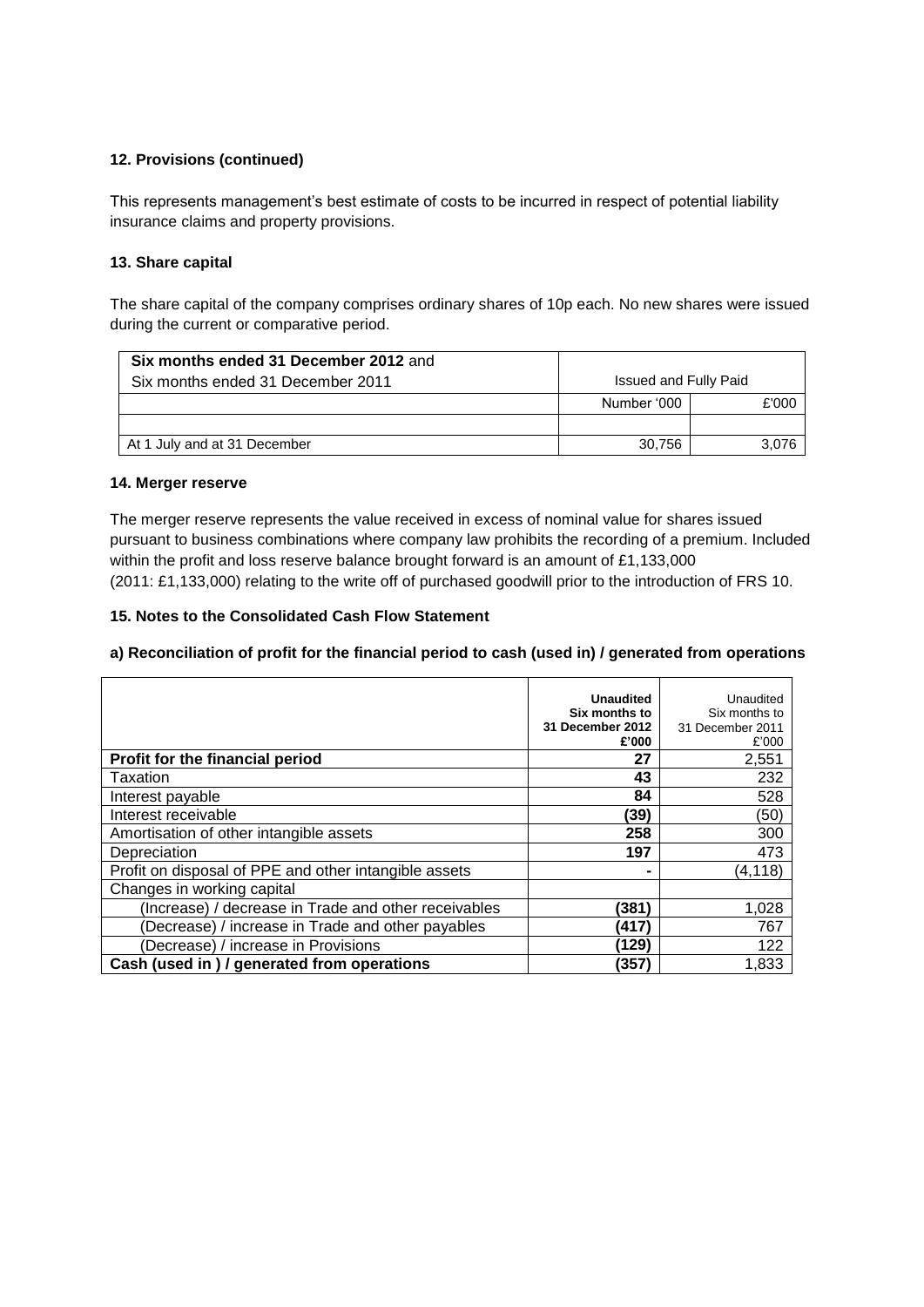### 12. Provisions (continued)

This represents management's best estimate of costs to be incurred in respect of potential liability insurance claims and property provisions.

### 13. Share capital

The share capital of the company comprises ordinary shares of 10p each. No new shares were issued during the current or comparative period.

| **Six months ended 31 December 2012** and Six months ended 31 December 2011 | Issued and Fully Paid | |
|---|---|---|
| | Number '000 | £'000 |
| | | |
| At 1 July and at 31 December | 30,756 | 3,076 |

### 14. Merger reserve

The merger reserve represents the value received in excess of nominal value for shares issued pursuant to business combinations where company law prohibits the recording of a premium. Included within the profit and loss reserve balance brought forward is an amount of £1,133,000 (2011: £1,133,000) relating to the write off of purchased goodwill prior to the introduction of FRS 10.

### 15. Notes to the Consolidated Cash Flow Statement

#### a) Reconciliation of profit for the financial period to cash (used in) / generated from operations

| | **Unaudited Six months to 31 December 2012 £'000** | Unaudited Six months to 31 December 2011 £'000 |
|---|---|---|
| **Profit for the financial period** | **27** | 2,551 |
| Taxation | **43** | 232 |
| Interest payable | **84** | 528 |
| Interest receivable | **(39)** | (50) |
| Amortisation of other intangible assets | **258** | 300 |
| Depreciation | **197** | 473 |
| Profit on disposal of PPE and other intangible assets | **-** | (4,118) |
| Changes in working capital | | |
| (Increase) / decrease in Trade and other receivables | **(381)** | 1,028 |
| (Decrease) / increase in Trade and other payables | **(417)** | 767 |
| (Decrease) / increase in Provisions | **(129)** | 122 |
| **Cash (used in ) / generated from operations** | **(357)** | 1,833 |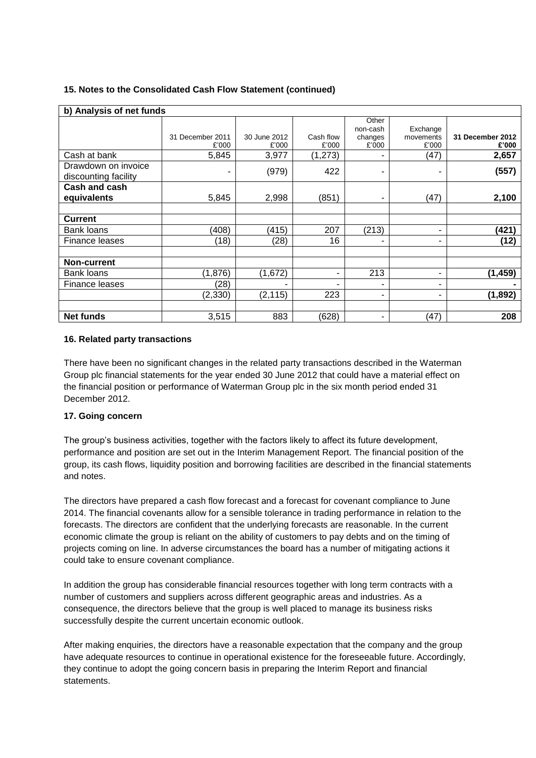## 15. Notes to the Consolidated Cash Flow Statement (continued)

| b) Analysis of net funds | 31 December 2011 £'000 | 30 June 2012 £'000 | Cash flow £'000 | Other non-cash changes £'000 | Exchange movements £'000 | **31 December 2012 £'000** |
|---|---|---|---|---|---|---|
| Cash at bank | 5,845 | 3,977 | (1,273) | - | (47) | **2,657** |
| Drawdown on invoice discounting facility | - | (979) | 422 | - | - | **(557)** |
| **Cash and cash equivalents** | 5,845 | 2,998 | (851) | - | (47) | **2,100** |
| | | | | | | |
| **Current** | | | | | | |
| Bank loans | (408) | (415) | 207 | (213) | - | **(421)** |
| Finance leases | (18) | (28) | 16 | - | - | **(12)** |
| | | | | | | |
| **Non-current** | | | | | | |
| Bank loans | (1,876) | (1,672) | - | 213 | - | **(1,459)** |
| Finance leases | (28) | - | - | - | - | **-** |
| | (2,330) | (2,115) | 223 | - | - | **(1,892)** |
| | | | | | | |
| **Net funds** | 3,515 | 883 | (628) | - | (47) | **208** |

## 16. Related party transactions

There have been no significant changes in the related party transactions described in the Waterman Group plc financial statements for the year ended 30 June 2012 that could have a material effect on the financial position or performance of Waterman Group plc in the six month period ended 31 December 2012.

## 17. Going concern

The group's business activities, together with the factors likely to affect its future development, performance and position are set out in the Interim Management Report. The financial position of the group, its cash flows, liquidity position and borrowing facilities are described in the financial statements and notes.

The directors have prepared a cash flow forecast and a forecast for covenant compliance to June 2014. The financial covenants allow for a sensible tolerance in trading performance in relation to the forecasts. The directors are confident that the underlying forecasts are reasonable. In the current economic climate the group is reliant on the ability of customers to pay debts and on the timing of projects coming on line. In adverse circumstances the board has a number of mitigating actions it could take to ensure covenant compliance.

In addition the group has considerable financial resources together with long term contracts with a number of customers and suppliers across different geographic areas and industries. As a consequence, the directors believe that the group is well placed to manage its business risks successfully despite the current uncertain economic outlook.

After making enquiries, the directors have a reasonable expectation that the company and the group have adequate resources to continue in operational existence for the foreseeable future. Accordingly, they continue to adopt the going concern basis in preparing the Interim Report and financial statements.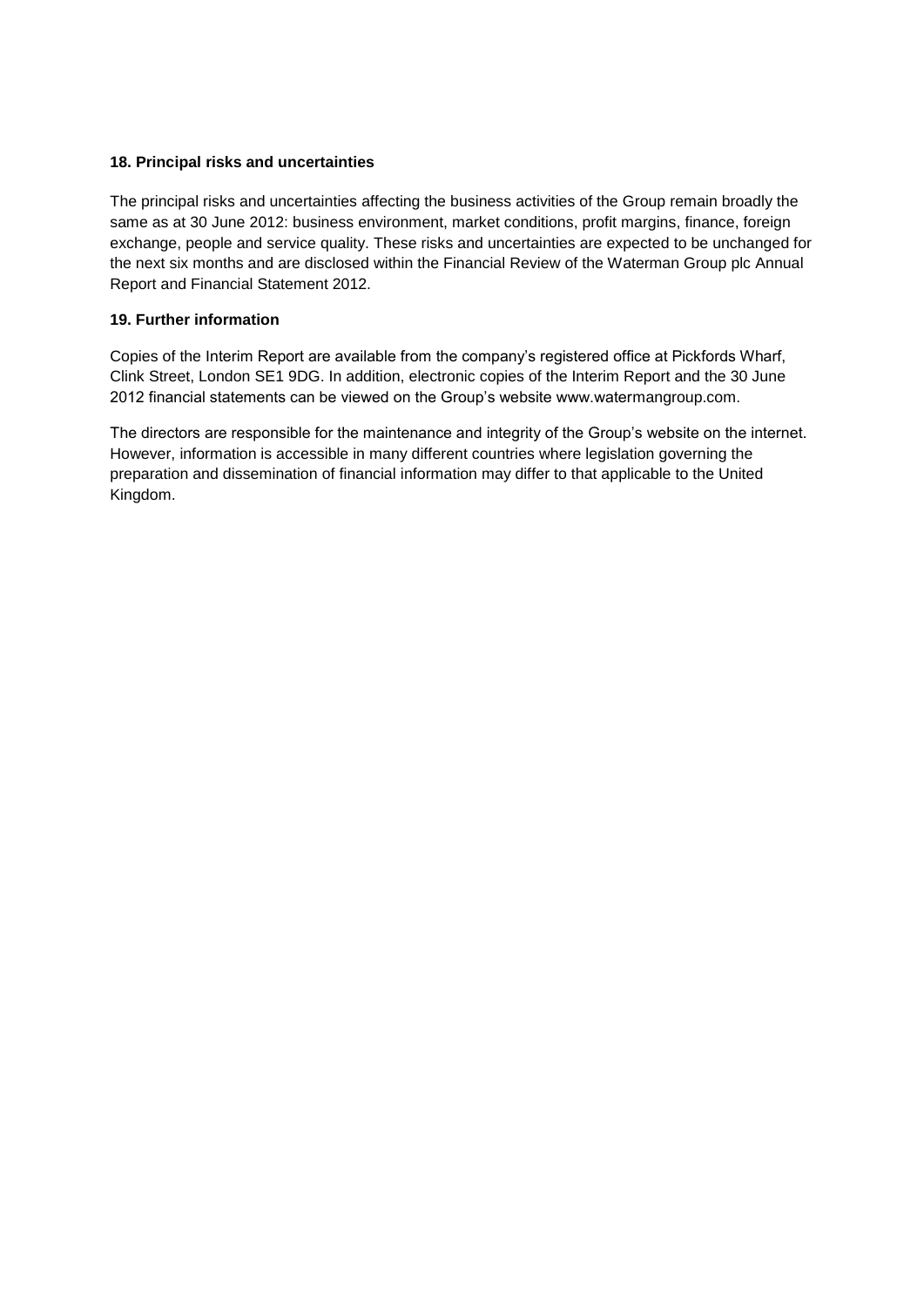**18. Principal risks and uncertainties**

The principal risks and uncertainties affecting the business activities of the Group remain broadly the same as at 30 June 2012: business environment, market conditions, profit margins, finance, foreign exchange, people and service quality. These risks and uncertainties are expected to be unchanged for the next six months and are disclosed within the Financial Review of the Waterman Group plc Annual Report and Financial Statement 2012.

**19. Further information**

Copies of the Interim Report are available from the company's registered office at Pickfords Wharf, Clink Street, London SE1 9DG. In addition, electronic copies of the Interim Report and the 30 June 2012 financial statements can be viewed on the Group's website www.watermangroup.com.

The directors are responsible for the maintenance and integrity of the Group's website on the internet. However, information is accessible in many different countries where legislation governing the preparation and dissemination of financial information may differ to that applicable to the United Kingdom.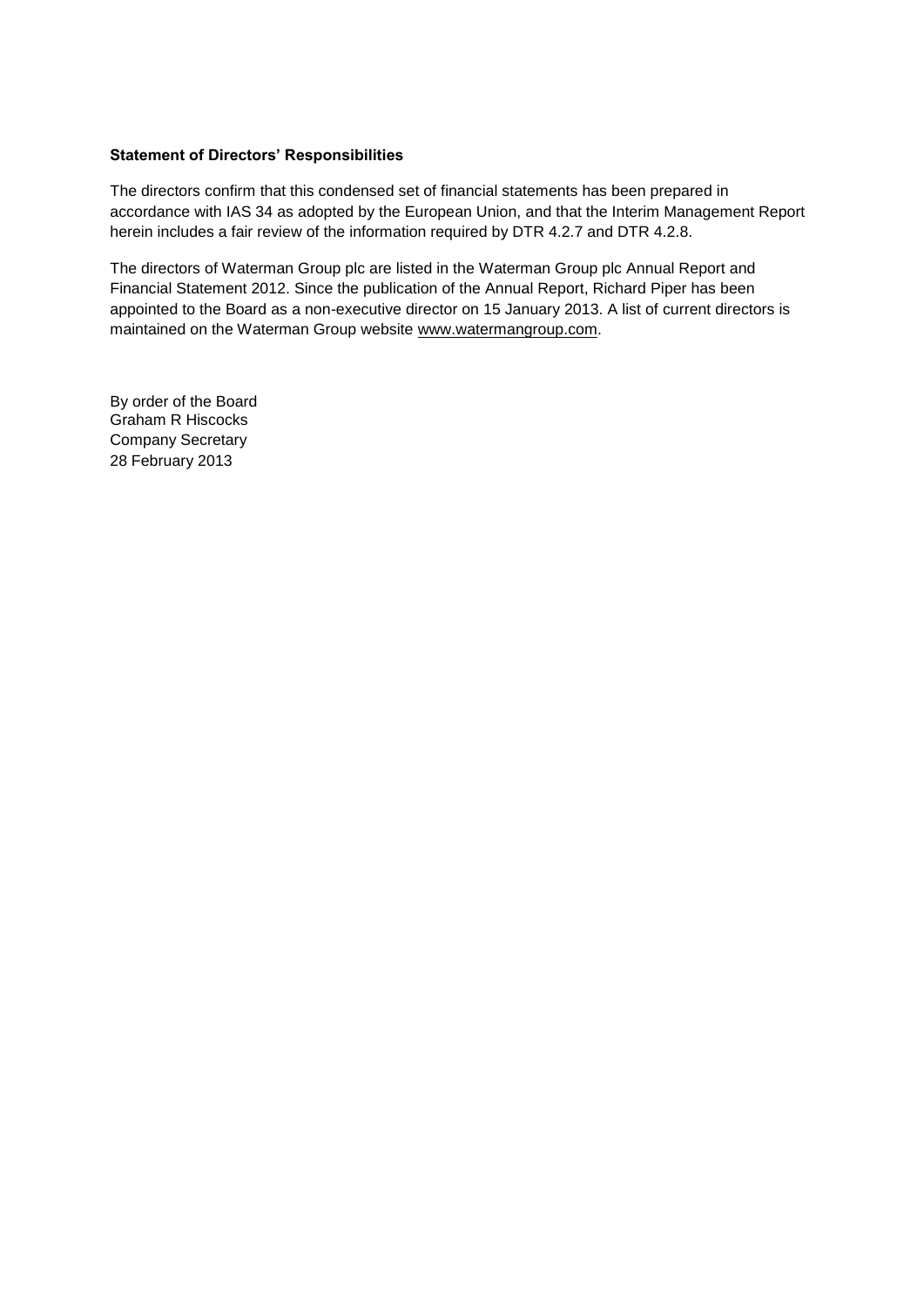**Statement of Directors' Responsibilities**

The directors confirm that this condensed set of financial statements has been prepared in accordance with IAS 34 as adopted by the European Union, and that the Interim Management Report herein includes a fair review of the information required by DTR 4.2.7 and DTR 4.2.8.

The directors of Waterman Group plc are listed in the Waterman Group plc Annual Report and Financial Statement 2012. Since the publication of the Annual Report, Richard Piper has been appointed to the Board as a non-executive director on 15 January 2013. A list of current directors is maintained on the Waterman Group website www.watermangroup.com.

By order of the Board  
Graham R Hiscocks  
Company Secretary  
28 February 2013